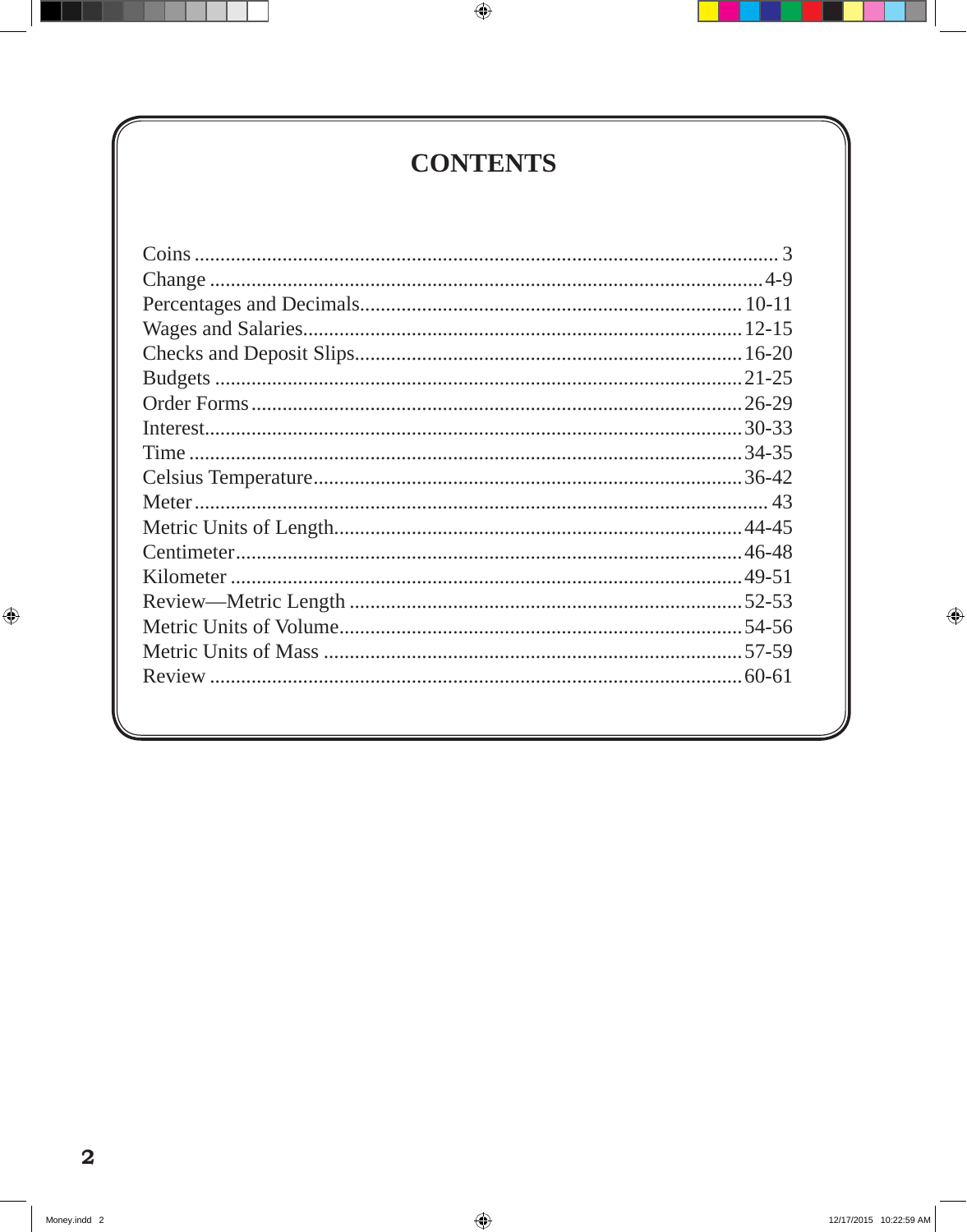# CONTENTS

| | |
|---|---|
| Coins | 3 |
| Change | 4-9 |
| Percentages and Decimals | 10-11 |
| Wages and Salaries | 12-15 |
| Checks and Deposit Slips | 16-20 |
| Budgets | 21-25 |
| Order Forms | 26-29 |
| Interest | 30-33 |
| Time | 34-35 |
| Celsius Temperature | 36-42 |
| Meter | 43 |
| Metric Units of Length | 44-45 |
| Centimeter | 46-48 |
| Kilometer | 49-51 |
| Review—Metric Length | 52-53 |
| Metric Units of Volume | 54-56 |
| Metric Units of Mass | 57-59 |
| Review | 60-61 |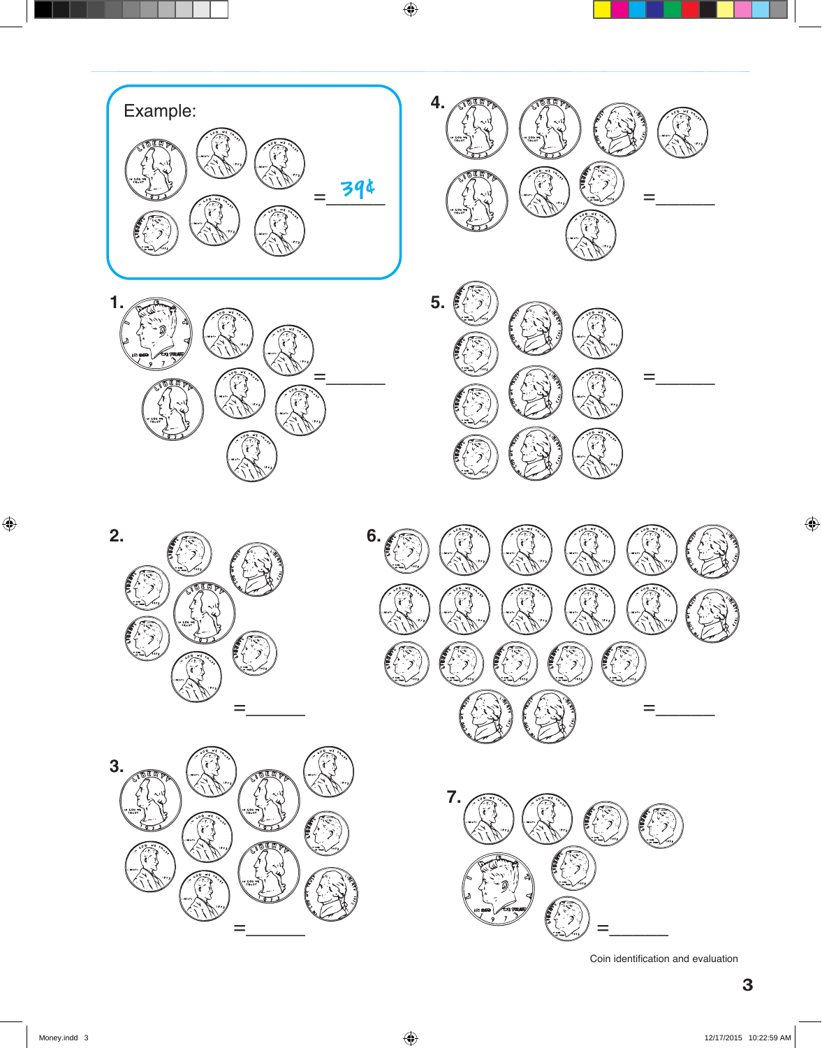Example:

= 39¢

1. =\_\_\_\_\_\_

2. =\_\_\_\_\_\_

3. =\_\_\_\_\_\_

4. =\_\_\_\_\_\_

5. =\_\_\_\_\_\_

6. =\_\_\_\_\_\_

7. =\_\_\_\_\_\_

Coin identification and evaluation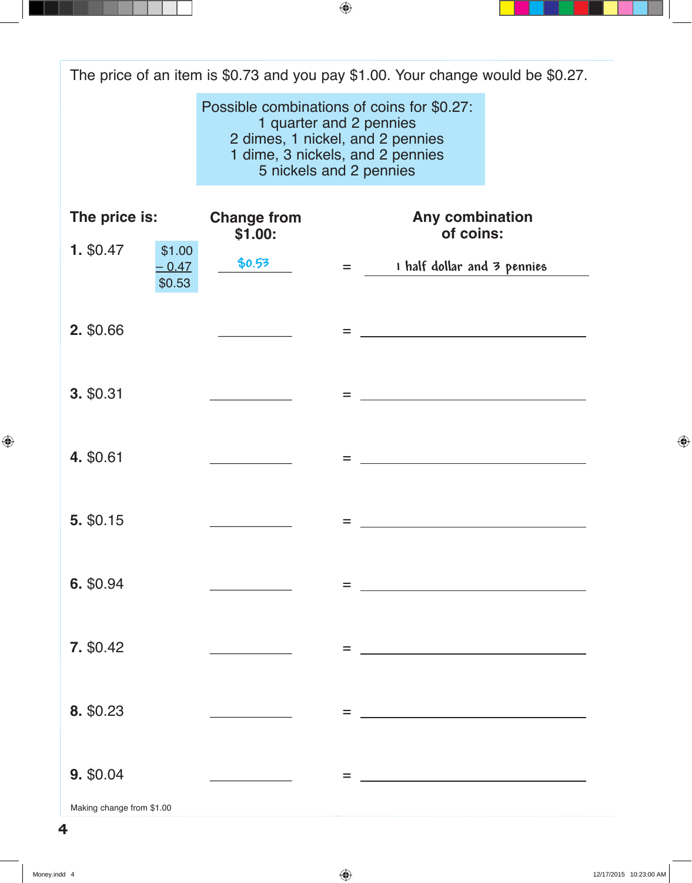The price of an item is \$0.73 and you pay \$1.00. Your change would be \$0.27.

> Possible combinations of coins for \$0.27:
> 1 quarter and 2 pennies
> 2 dimes, 1 nickel, and 2 pennies
> 1 dime, 3 nickels, and 2 pennies
> 5 nickels and 2 pennies

| The price is: | | Change from \$1.00: | | Any combination of coins: |
|---|---|---|---|---|
| **1.** \$0.47 | \$1.00<br>– 0.47<br>\$0.53 | \$0.53 | = | 1 half dollar and 3 pennies |
| **2.** \$0.66 | | ________ | = | ________________________ |
| **3.** \$0.31 | | ________ | = | ________________________ |
| **4.** \$0.61 | | ________ | = | ________________________ |
| **5.** \$0.15 | | ________ | = | ________________________ |
| **6.** \$0.94 | | ________ | = | ________________________ |
| **7.** \$0.42 | | ________ | = | ________________________ |
| **8.** \$0.23 | | ________ | = | ________________________ |
| **9.** \$0.04 | | ________ | = | ________________________ |

Making change from \$1.00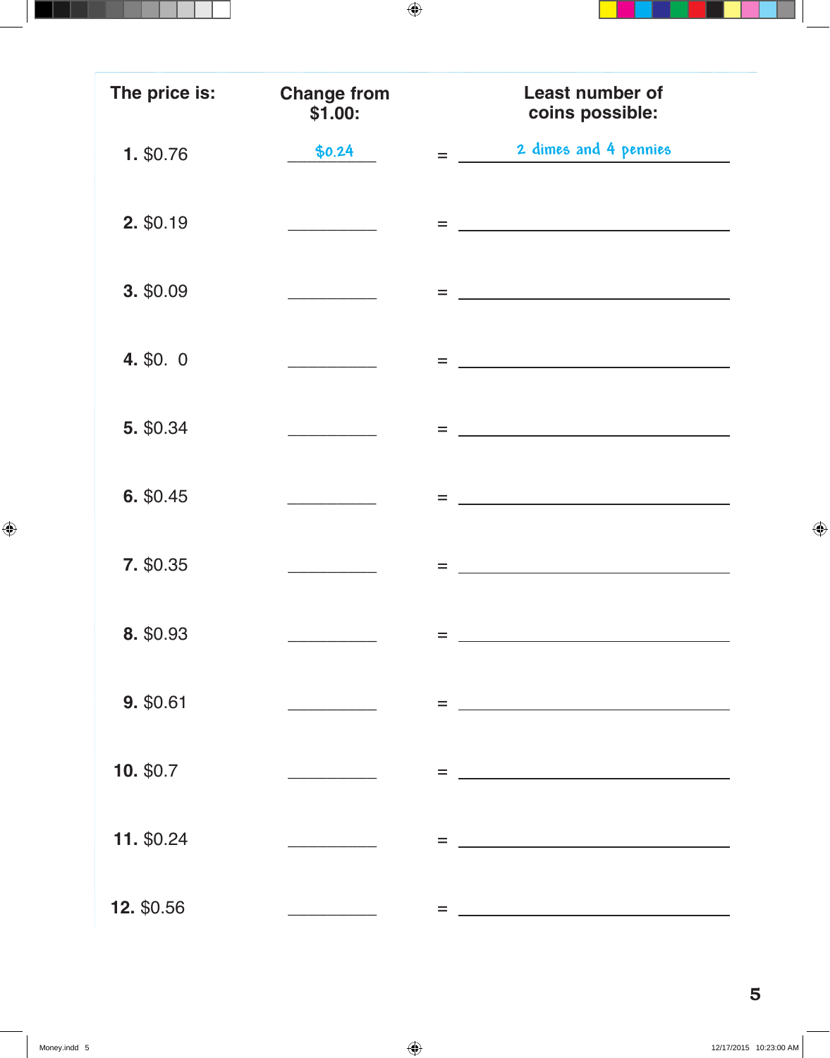| The price is: | Change from $1.00: | | Least number of coins possible: |
|---|---|---|---|
| **1.** $0.76 | $0.24 | = | 2 dimes and 4 pennies |
| **2.** $0.19 | ________ | = | ________________________ |
| **3.** $0.09 | ________ | = | ________________________ |
| **4.** $0.  0 | ________ | = | ________________________ |
| **5.** $0.34 | ________ | = | ________________________ |
| **6.** $0.45 | ________ | = | ________________________ |
| **7.** $0.35 | ________ | = | ________________________ |
| **8.** $0.93 | ________ | = | ________________________ |
| **9.** $0.61 | ________ | = | ________________________ |
| **10.** $0.7 | ________ | = | ________________________ |
| **11.** $0.24 | ________ | = | ________________________ |
| **12.** $0.56 | ________ | = | ________________________ |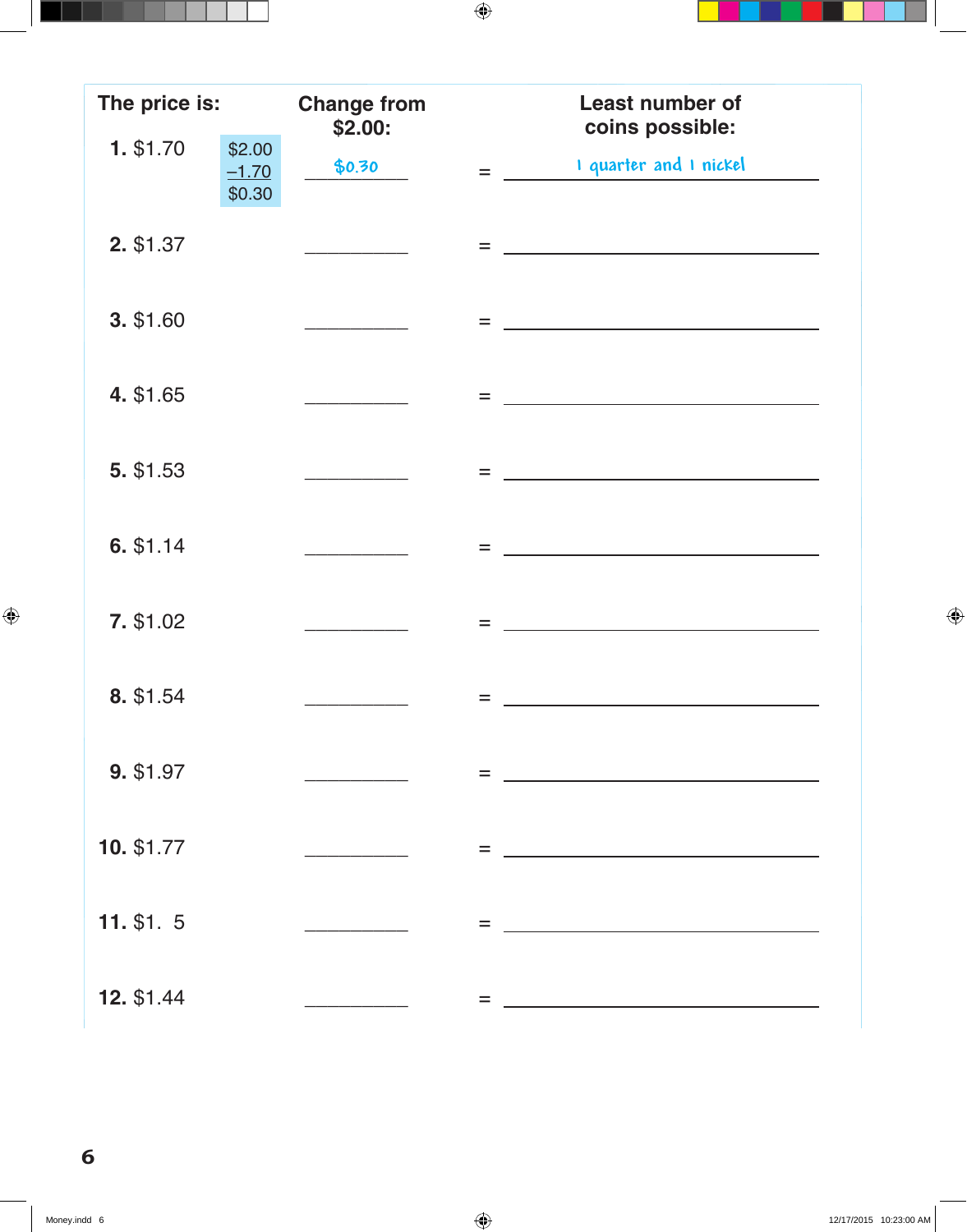| The price is: | | Change from $2.00: | | Least number of coins possible: |
|---|---|---|---|---|
| **1.** $1.70 | $2.00<br>–1.70<br>$0.30 | $0.30 | = | 1 quarter and 1 nickel |
| **2.** $1.37 | | ________ | = | ________ |
| **3.** $1.60 | | ________ | = | ________ |
| **4.** $1.65 | | ________ | = | ________ |
| **5.** $1.53 | | ________ | = | ________ |
| **6.** $1.14 | | ________ | = | ________ |
| **7.** $1.02 | | ________ | = | ________ |
| **8.** $1.54 | | ________ | = | ________ |
| **9.** $1.97 | | ________ | = | ________ |
| **10.** $1.77 | | ________ | = | ________ |
| **11.** $1.  5 | | ________ | = | ________ |
| **12.** $1.44 | | ________ | = | ________ |